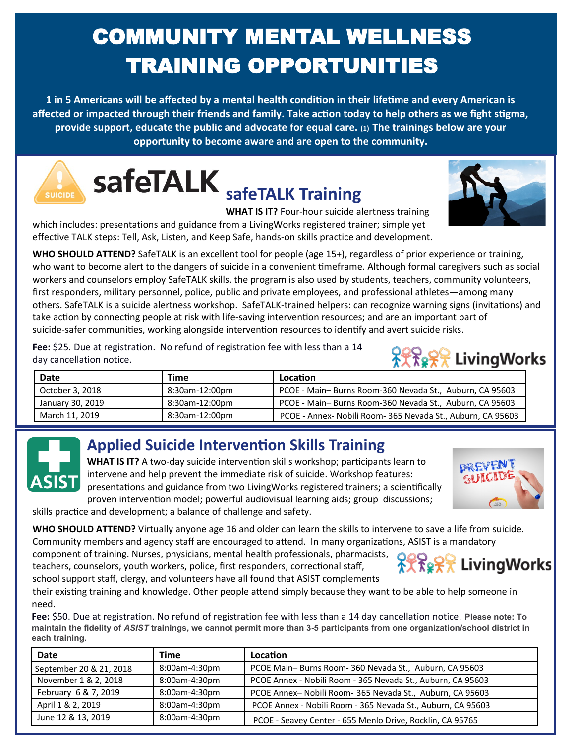# COMMUNITY MENTAL WELLNESS TRAINING OPPORTUNITIES

**1 in 5 Americans will be affected by a mental health condition in their lifetime and every American is affected or impacted through their friends and family. Take action today to help others as we fight stigma, provide support, educate the public and advocate for equal care. (1) The trainings below are your opportunity to become aware and are open to the community.**

## safeTALK Training

**WHAT IS IT?** Four-hour suicide alertness training which includes: presentations and guidance from a LivingWorks registered trainer; simple yet effective TALK steps: Tell, Ask, Listen, and Keep Safe, hands-on skills practice and development.

**WHO SHOULD ATTEND?** SafeTALK is an excellent tool for people (age 15+), regardless of prior experience or training, who want to become alert to the dangers of suicide in a convenient timeframe. Although formal caregivers such as social workers and counselors employ SafeTALK skills, the program is also used by students, teachers, community volunteers, first responders, military personnel, police, public and private employees, and professional athletes—among many others. SafeTALK is a suicide alertness workshop. SafeTALK-trained helpers: can recognize warning signs (invitations) and take action by connecting people at risk with life-saving intervention resources; and are an important part of suicide-safer communities, working alongside intervention resources to identify and avert suicide risks.

**Fee:** $25. Due at registration. No refund of registration fee with less than a 14 day cancellation notice.

| Date | Time | Location |
|---|---|---|
| October 3, 2018 | 8:30am-12:00pm | PCOE - Main– Burns Room-360 Nevada St., Auburn, CA 95603 |
| January 30, 2019 | 8:30am-12:00pm | PCOE - Main– Burns Room-360 Nevada St., Auburn, CA 95603 |
| March 11, 2019 | 8:30am-12:00pm | PCOE - Annex- Nobili Room- 365 Nevada St., Auburn, CA 95603 |

## Applied Suicide Intervention Skills Training

**WHAT IS IT?** A two-day suicide intervention skills workshop; participants learn to intervene and help prevent the immediate risk of suicide. Workshop features: presentations and guidance from two LivingWorks registered trainers; a scientifically proven intervention model; powerful audiovisual learning aids; group discussions; skills practice and development; a balance of challenge and safety.

**WHO SHOULD ATTEND?** Virtually anyone age 16 and older can learn the skills to intervene to save a life from suicide. Community members and agency staff are encouraged to attend. In many organizations, ASIST is a mandatory component of training. Nurses, physicians, mental health professionals, pharmacists, teachers, counselors, youth workers, police, first responders, correctional staff, school support staff, clergy, and volunteers have all found that ASIST complements their existing training and knowledge. Other people attend simply because they want to be able to help someone in need.

**Fee:** $50. Due at registration. No refund of registration fee with less than a 14 day cancellation notice. **Please note: To maintain the fidelity of *ASIST* trainings, we cannot permit more than 3-5 participants from one organization/school district in each training.**

| Date | Time | Location |
|---|---|---|
| September 20 & 21, 2018 | 8:00am-4:30pm | PCOE Main– Burns Room- 360 Nevada St., Auburn, CA 95603 |
| November 1 & 2, 2018 | 8:00am-4:30pm | PCOE Annex - Nobili Room - 365 Nevada St., Auburn, CA 95603 |
| February 6 & 7, 2019 | 8:00am-4:30pm | PCOE Annex– Nobili Room- 365 Nevada St., Auburn, CA 95603 |
| April 1 & 2, 2019 | 8:00am-4:30pm | PCOE Annex - Nobili Room - 365 Nevada St., Auburn, CA 95603 |
| June 12 & 13, 2019 | 8:00am-4:30pm | PCOE - Seavey Center - 655 Menlo Drive, Rocklin, CA 95765 |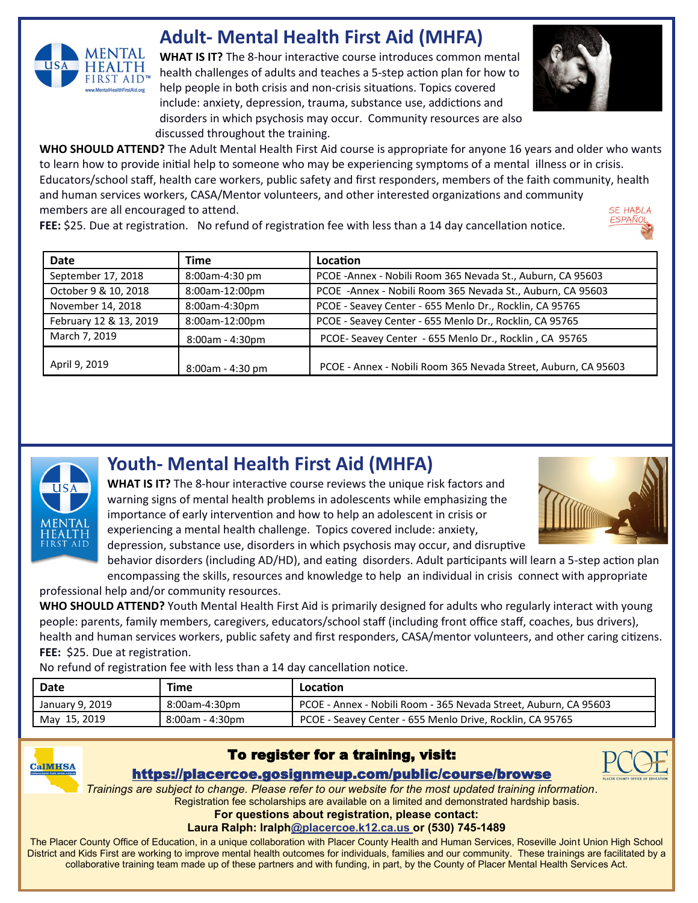## Adult- Mental Health First Aid (MHFA)

**WHAT IS IT?** The 8-hour interactive course introduces common mental health challenges of adults and teaches a 5-step action plan for how to help people in both crisis and non-crisis situations. Topics covered include: anxiety, depression, trauma, substance use, addictions and disorders in which psychosis may occur. Community resources are also discussed throughout the training.

**WHO SHOULD ATTEND?** The Adult Mental Health First Aid course is appropriate for anyone 16 years and older who wants to learn how to provide initial help to someone who may be experiencing symptoms of a mental illness or in crisis. Educators/school staff, health care workers, public safety and first responders, members of the faith community, health and human services workers, CASA/Mentor volunteers, and other interested organizations and community members are all encouraged to attend.

**FEE:** $25. Due at registration. No refund of registration fee with less than a 14 day cancellation notice.

SE HABLA ESPAÑOL

| Date | Time | Location |
|---|---|---|
| September 17, 2018 | 8:00am-4:30 pm | PCOE -Annex - Nobili Room 365 Nevada St., Auburn, CA 95603 |
| October 9 & 10, 2018 | 8:00am-12:00pm | PCOE -Annex - Nobili Room 365 Nevada St., Auburn, CA 95603 |
| November 14, 2018 | 8:00am-4:30pm | PCOE - Seavey Center - 655 Menlo Dr., Rocklin, CA 95765 |
| February 12 & 13, 2019 | 8:00am-12:00pm | PCOE - Seavey Center - 655 Menlo Dr., Rocklin, CA 95765 |
| March 7, 2019 | 8:00am - 4:30pm | PCOE- Seavey Center - 655 Menlo Dr., Rocklin , CA 95765 |
| April 9, 2019 | 8:00am - 4:30 pm | PCOE - Annex - Nobili Room 365 Nevada Street, Auburn, CA 95603 |

## Youth- Mental Health First Aid (MHFA)

**WHAT IS IT?** The 8-hour interactive course reviews the unique risk factors and warning signs of mental health problems in adolescents while emphasizing the importance of early intervention and how to help an adolescent in crisis or experiencing a mental health challenge. Topics covered include: anxiety, depression, substance use, disorders in which psychosis may occur, and disruptive behavior disorders (including AD/HD), and eating disorders. Adult participants will learn a 5-step action plan encompassing the skills, resources and knowledge to help an individual in crisis connect with appropriate professional help and/or community resources.

**WHO SHOULD ATTEND?** Youth Mental Health First Aid is primarily designed for adults who regularly interact with young people: parents, family members, caregivers, educators/school staff (including front office staff, coaches, bus drivers), health and human services workers, public safety and first responders, CASA/mentor volunteers, and other caring citizens.

**FEE:** $25. Due at registration.

No refund of registration fee with less than a 14 day cancellation notice.

| Date | Time | Location |
|---|---|---|
| January 9, 2019 | 8:00am-4:30pm | PCOE - Annex - Nobili Room - 365 Nevada Street, Auburn, CA 95603 |
| May 15, 2019 | 8:00am - 4:30pm | PCOE - Seavey Center - 655 Menlo Drive, Rocklin, CA 95765 |

**To register for a training, visit:**

**https://placercoe.gosignmeup.com/public/course/browse**

*Trainings are subject to change. Please refer to our website for the most updated training information.*

Registration fee scholarships are available on a limited and demonstrated hardship basis.

**For questions about registration, please contact:**

**Laura Ralph: lralph@placercoe.k12.ca.us or (530) 745-1489**

The Placer County Office of Education, in a unique collaboration with Placer County Health and Human Services, Roseville Joint Union High School District and Kids First are working to improve mental health outcomes for individuals, families and our community. These trainings are facilitated by a collaborative training team made up of these partners and with funding, in part, by the County of Placer Mental Health Services Act.